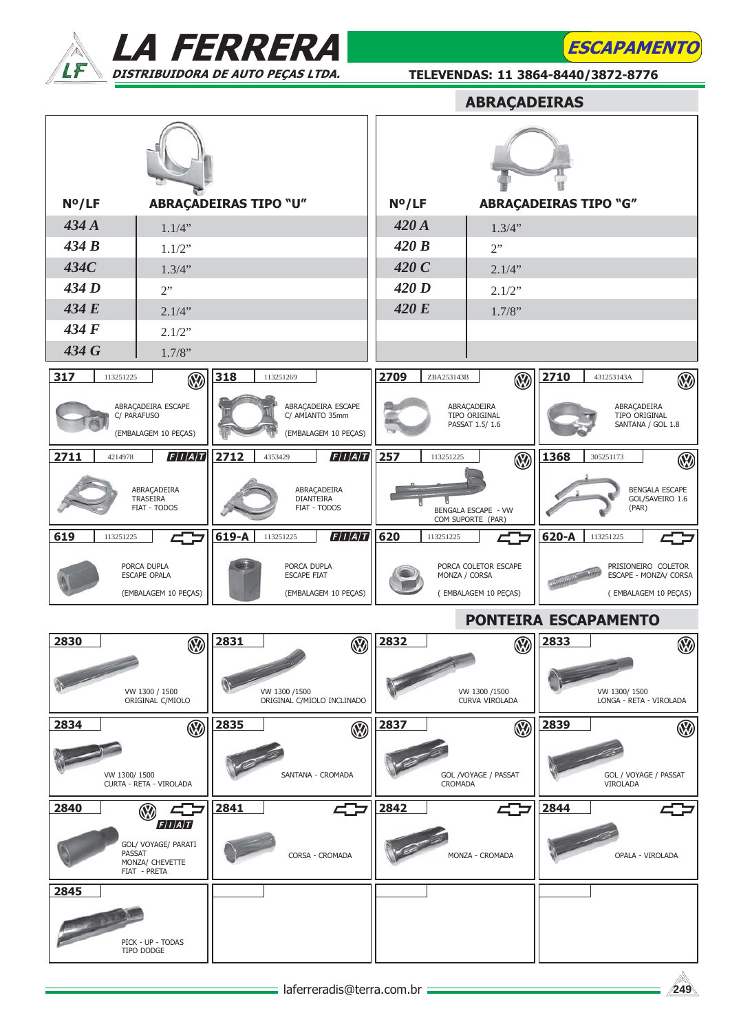# LA FERRERA

**DISTRIBUIDORA DE AUTO PEÇAS LTDA.**

**ESCAPAMENTO**

**TELEVENDAS: 11 3864-8440/3872-8776**

## ABRAÇADEIRAS

| Nº/LF | ABRAÇADEIRAS TIPO "U" |
|---|---|
| 434 A | 1.1/4" |
| 434 B | 1.1/2" |
| 434C | 1.3/4" |
| 434 D | 2" |
| 434 E | 2.1/4" |
| 434 F | 2.1/2" |
| 434 G | 1.7/8" |

| Nº/LF | ABRAÇADEIRAS TIPO "G" |
|---|---|
| 420 A | 1.3/4" |
| 420 B | 2" |
| 420 C | 2.1/4" |
| 420 D | 2.1/2" |
| 420 E | 1.7/8" |

| Nº/LF | Ref. | Marca | Descrição |
|---|---|---|---|
| 317 | 113251225 | VW | ABRAÇADEIRA ESCAPE C/ PARAFUSO (EMBALAGEM 10 PEÇAS) |
| 318 | 113251269 | | ABRAÇADEIRA ESCAPE C/ AMIANTO 35mm (EMBALAGEM 10 PEÇAS) |
| 2709 | ZBA253143B | VW | ABRAÇADEIRA TIPO ORIGINAL PASSAT 1.5/ 1.6 |
| 2710 | 431253143A | VW | ABRAÇADEIRA TIPO ORIGINAL SANTANA / GOL 1.8 |
| 2711 | 4214978 | FIAT | ABRAÇADEIRA TRASEIRA FIAT - TODOS |
| 2712 | 4353429 | FIAT | ABRAÇADEIRA DIANTEIRA FIAT - TODOS |
| 257 | 113251225 | VW | BENGALA ESCAPE - VW COM SUPORTE (PAR) |
| 1368 | 305251173 | VW | BENGALA ESCAPE GOL/SAVEIRO 1.6 (PAR) |
| 619 | 113251225 | CHEVROLET | PORCA DUPLA ESCAPE OPALA (EMBALAGEM 10 PEÇAS) |
| 619-A | 113251225 | FIAT | PORCA DUPLA ESCAPE FIAT (EMBALAGEM 10 PEÇAS) |
| 620 | 113251225 | CHEVROLET | PORCA COLETOR ESCAPE MONZA / CORSA ( EMBALAGEM 10 PEÇAS) |
| 620-A | 113251225 | CHEVROLET | PRISIONEIRO COLETOR ESCAPE - MONZA/ CORSA ( EMBALAGEM 10 PEÇAS) |

## PONTEIRA ESCAPAMENTO

| Nº/LF | Marca | Descrição |
|---|---|---|
| 2830 | VW | VW 1300 / 1500 ORIGINAL C/MIOLO |
| 2831 | VW | VW 1300 /1500 ORIGINAL C/MIOLO INCLINADO |
| 2832 | VW | VW 1300 /1500 CURVA VIROLADA |
| 2833 | VW | VW 1300/ 1500 LONGA - RETA - VIROLADA |
| 2834 | VW | VW 1300/ 1500 CURTA - RETA - VIROLADA |
| 2835 | VW | SANTANA - CROMADA |
| 2837 | VW | GOL /VOYAGE / PASSAT CROMADA |
| 2839 | VW | GOL / VOYAGE / PASSAT VIROLADA |
| 2840 | VW / CHEVROLET / FIAT | GOL/ VOYAGE/ PARATI PASSAT MONZA/ CHEVETTE FIAT - PRETA |
| 2841 | CHEVROLET | CORSA - CROMADA |
| 2842 | CHEVROLET | MONZA - CROMADA |
| 2844 | CHEVROLET | OPALA - VIROLADA |
| 2845 | | PICK - UP - TODAS TIPO DODGE |

laferreradis@terra.com.br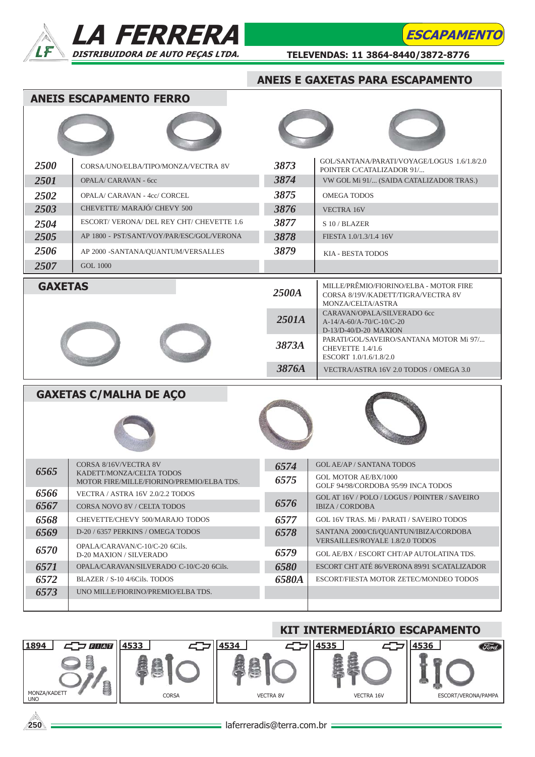# LA FERRERA
DISTRIBUIDORA DE AUTO PEÇAS LTDA.

ESCAPAMENTO

TELEVENDAS: 11 3864-8440/3872-8776

## ANEIS E GAXETAS PARA ESCAPAMENTO

### ANEIS ESCAPAMENTO FERRO

| Código | Aplicação | Código | Aplicação |
|---|---|---|---|
| 2500 | CORSA/UNO/ELBA/TIPO/MONZA/VECTRA 8V | 3873 | GOL/SANTANA/PARATI/VOYAGE/LOGUS 1.6/1.8/2.0 POINTER C/CATALIZADOR 91/... |
| 2501 | OPALA/ CARAVAN - 6cc | 3874 | VW GOL Mi 91/... (SAIDA CATALIZADOR TRAS.) |
| 2502 | OPALA/ CARAVAN - 4cc/ CORCEL | 3875 | OMEGA TODOS |
| 2503 | CHEVETTE/ MARAJÓ/ CHEVY 500 | 3876 | VECTRA 16V |
| 2504 | ESCORT/ VERONA/ DEL REY CHT/ CHEVETTE 1.6 | 3877 | S 10 / BLAZER |
| 2505 | AP 1800 - PST/SANT/VOY/PAR/ESC/GOL/VERONA | 3878 | FIESTA 1.0/1.3/1.4 16V |
| 2506 | AP 2000 -SANTANA/QUANTUM/VERSALLES | 3879 | KIA - BESTA TODOS |
| 2507 | GOL 1000 | | |

### GAXETAS

| Código | Aplicação |
|---|---|
| 2500A | MILLE/PRÊMIO/FIORINO/ELBA - MOTOR FIRE CORSA 8/19V/KADETT/TIGRA/VECTRA 8V MONZA/CELTA/ASTRA |
| 2501A | CARAVAN/OPALA/SILVERADO 6cc A-14/A-60/A-70/C-10/C-20 D-13/D-40/D-20 MAXION |
| 3873A | PARATI/GOL/SAVEIRO/SANTANA MOTOR Mi 97/... CHEVETTE 1.4/1.6 ESCORT 1.0/1.6/1.8/2.0 |
| 3876A | VECTRA/ASTRA 16V 2.0 TODOS / OMEGA 3.0 |

### GAXETAS C/MALHA DE AÇO

| Código | Aplicação | Código | Aplicação |
|---|---|---|---|
| 6565 | CORSA 8/16V/VECTRA 8V KADETT/MONZA/CELTA TODOS MOTOR FIRE/MILLE/FIORINO/PREMIO/ELBA TDS. | 6574 | GOL AE/AP / SANTANA TODOS |
| | | 6575 | GOL MOTOR AE/BX/1000 GOLF 94/98/CORDOBA 95/99 INCA TODOS |
| 6566 | VECTRA / ASTRA 16V 2.0/2.2 TODOS | 6576 | GOL AT 16V / POLO / LOGUS / POINTER / SAVEIRO IBIZA / CORDOBA |
| 6567 | CORSA NOVO 8V / CELTA TODOS | | |
| 6568 | CHEVETTE/CHEVY 500/MARAJO TODOS | 6577 | GOL 16V TRAS. Mi / PARATI / SAVEIRO TODOS |
| 6569 | D-20 / 6357 PERKINS / OMEGA TODOS | 6578 | SANTANA 2000/Cfi/QUANTUN/IBIZA/CORDOBA VERSAILLES/ROYALE 1.8/2.0 TODOS |
| 6570 | OPALA/CARAVAN/C-10/C-20 6Cils. D-20 MAXION / SILVERADO | 6579 | GOL AE/BX / ESCORT CHT/AP AUTOLATINA TDS. |
| 6571 | OPALA/CARAVAN/SILVERADO C-10/C-20 6Cils. | 6580 | ESCORT CHT ATÉ 86/VERONA 89/91 S/CATALIZADOR |
| 6572 | BLAZER / S-10 4/6Cils. TODOS | 6580A | ESCORT/FIESTA MOTOR ZETEC/MONDEO TODOS |
| 6573 | UNO MILLE/FIORINO/PREMIO/ELBA TDS. | | |

## KIT INTERMEDIÁRIO ESCAPAMENTO

| Código | Aplicação |
|---|---|
| 1894 | MONZA/KADETT UNO |
| 4533 | CORSA |
| 4534 | VECTRA 8V |
| 4535 | VECTRA 16V |
| 4536 | ESCORT/VERONA/PAMPA |

laferreradis@terra.com.br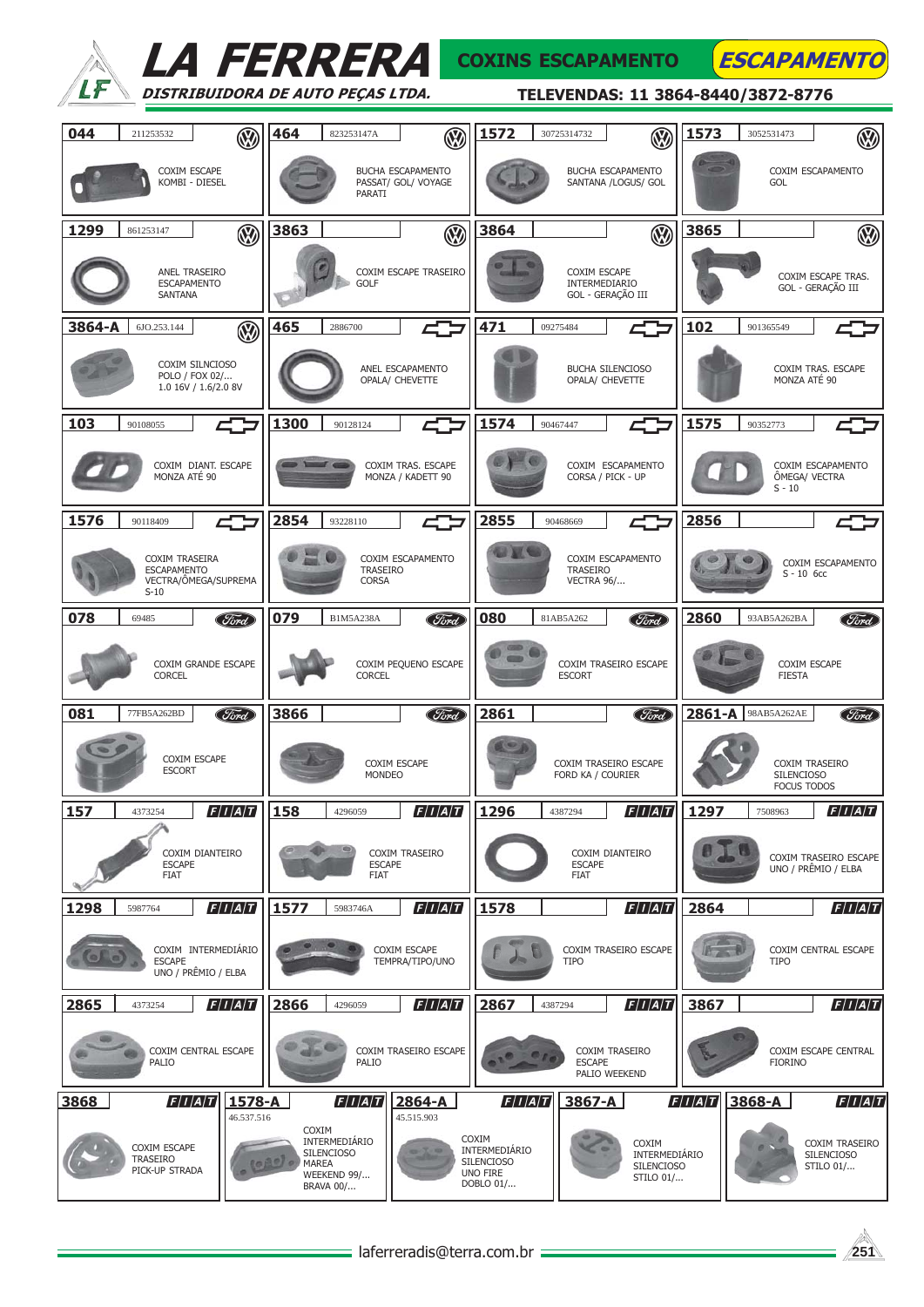# LA FERRERA

*DISTRIBUIDORA DE AUTO PEÇAS LTDA.*

**COXINS ESCAPAMENTO** — *ESCAPAMENTO*

**TELEVENDAS: 11 3864-8440/3872-8776**

| Código | Ref. Original | Marca | Descrição |
|---|---|---|---|
| 044 | 211253532 | VW | COXIM ESCAPE KOMBI - DIESEL |
| 464 | 823253147A | VW | BUCHA ESCAPAMENTO PASSAT/ GOL/ VOYAGE PARATI |
| 1572 | 30725314732 | VW | BUCHA ESCAPAMENTO SANTANA /LOGUS/ GOL |
| 1573 | 3052531473 | VW | COXIM ESCAPAMENTO GOL |
| 1299 | 861253147 | VW | ANEL TRASEIRO ESCAPAMENTO SANTANA |
| 3863 | | VW | COXIM ESCAPE TRASEIRO GOLF |
| 3864 | | VW | COXIM ESCAPE INTERMEDIARIO GOL - GERAÇÃO III |
| 3865 | | VW | COXIM ESCAPE TRAS. GOL - GERAÇÃO III |
| 3864-A | 6JO.253.144 | VW | COXIM SILNCIOSO POLO / FOX 02/... 1.0 16V / 1.6/2.0 8V |
| 465 | 2886700 | GM | ANEL ESCAPAMENTO OPALA/ CHEVETTE |
| 471 | 09275484 | GM | BUCHA SILENCIOSO OPALA/ CHEVETTE |
| 102 | 901365549 | GM | COXIM TRAS. ESCAPE MONZA ATÉ 90 |
| 103 | 90108055 | GM | COXIM DIANT. ESCAPE MONZA ATÉ 90 |
| 1300 | 90128124 | GM | COXIM TRAS. ESCAPE MONZA / KADETT 90 |
| 1574 | 90467447 | GM | COXIM ESCAPAMENTO CORSA / PICK - UP |
| 1575 | 90352773 | GM | COXIM ESCAPAMENTO ÔMEGA/ VECTRA S - 10 |
| 1576 | 90118409 | GM | COXIM TRASEIRA ESCAPAMENTO VECTRA/ÔMEGA/SUPREMA S-10 |
| 2854 | 93228110 | GM | COXIM ESCAPAMENTO TRASEIRO CORSA |
| 2855 | 90468669 | GM | COXIM ESCAPAMENTO TRASEIRO VECTRA 96/... |
| 2856 | | GM | COXIM ESCAPAMENTO S - 10 6cc |
| 078 | 69485 | Ford | COXIM GRANDE ESCAPE CORCEL |
| 079 | B1M5A238A | Ford | COXIM PEQUENO ESCAPE CORCEL |
| 080 | 81AB5A262 | Ford | COXIM TRASEIRO ESCAPE ESCORT |
| 2860 | 93AB5A262BA | Ford | COXIM ESCAPE FIESTA |
| 081 | 77FB5A262BD | Ford | COXIM ESCAPE ESCORT |
| 3866 | | Ford | COXIM ESCAPE MONDEO |
| 2861 | | Ford | COXIM TRASEIRO ESCAPE FORD KA / COURIER |
| 2861-A | 98AB5A262AE | Ford | COXIM TRASEIRO SILENCIOSO FOCUS TODOS |
| 157 | 4373254 | FIAT | COXIM DIANTEIRO ESCAPE FIAT |
| 158 | 4296059 | FIAT | COXIM TRASEIRO ESCAPE FIAT |
| 1296 | 4387294 | FIAT | COXIM DIANTEIRO ESCAPE FIAT |
| 1297 | 7508963 | FIAT | COXIM TRASEIRO ESCAPE UNO / PRÊMIO / ELBA |
| 1298 | 5987764 | FIAT | COXIM INTERMEDIÁRIO ESCAPE UNO / PRÊMIO / ELBA |
| 1577 | 5983746A | FIAT | COXIM ESCAPE TEMPRA/TIPO/UNO |
| 1578 | | FIAT | COXIM TRASEIRO ESCAPE TIPO |
| 2864 | | FIAT | COXIM CENTRAL ESCAPE TIPO |
| 2865 | 4373254 | FIAT | COXIM CENTRAL ESCAPE PALIO |
| 2866 | 4296059 | FIAT | COXIM TRASEIRO ESCAPE PALIO |
| 2867 | 4387294 | FIAT | COXIM TRASEIRO ESCAPE PALIO WEEKEND |
| 3867 | | FIAT | COXIM ESCAPE CENTRAL FIORINO |
| 3868 | | FIAT | COXIM ESCAPE TRASEIRO PICK-UP STRADA |
| 1578-A | 46.537.516 | FIAT | COXIM INTERMEDIÁRIO SILENCIOSO MAREA WEEKEND 99/... BRAVA 00/... |
| 2864-A | 45.515.903 | FIAT | COXIM INTERMEDIÁRIO SILENCIOSO UNO FIRE DOBLO 01/... |
| 3867-A | | FIAT | COXIM INTERMEDIÁRIO SILENCIOSO STILO 01/... |
| 3868-A | | FIAT | COXIM TRASEIRO SILENCIOSO STILO 01/... |

laferreradis@terra.com.br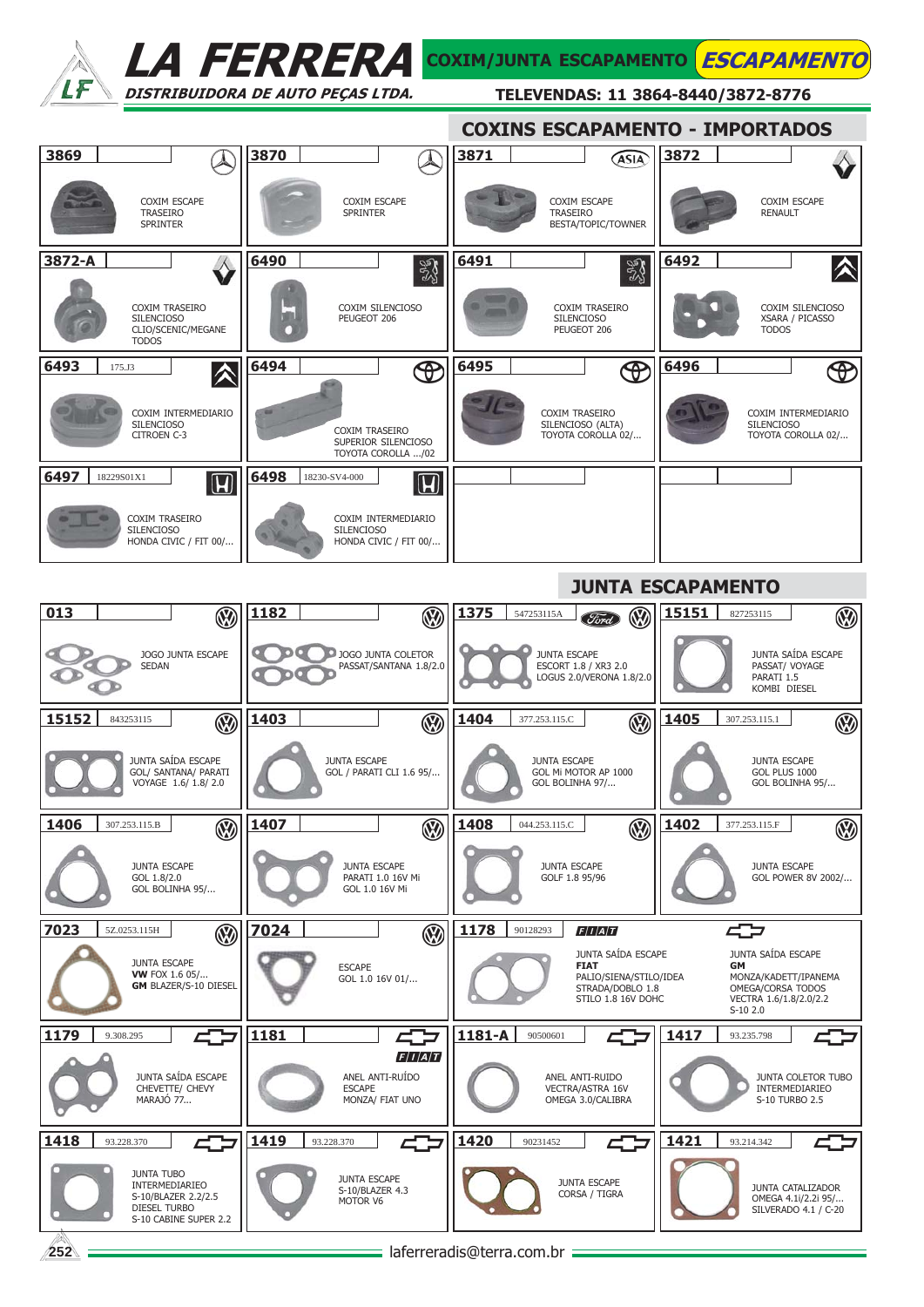# LA FERRERA

**DISTRIBUIDORA DE AUTO PEÇAS LTDA.**

**COXIM/JUNTA ESCAPAMENTO** *ESCAPAMENTO*

**TELEVENDAS: 11 3864-8440/3872-8776**

## COXINS ESCAPAMENTO - IMPORTADOS

| Código | Ref. | Descrição |
|---|---|---|
| 3869 | | COXIM ESCAPE TRASEIRO SPRINTER |
| 3870 | | COXIM ESCAPE SPRINTER |
| 3871 | | COXIM ESCAPE TRASEIRO BESTA/TOPIC/TOWNER |
| 3872 | | COXIM ESCAPE RENAULT |
| 3872-A | | COXIM TRASEIRO SILENCIOSO CLIO/SCENIC/MEGANE TODOS |
| 6490 | | COXIM SILENCIOSO PEUGEOT 206 |
| 6491 | | COXIM TRASEIRO SILENCIOSO PEUGEOT 206 |
| 6492 | | COXIM SILENCIOSO XSARA / PICASSO TODOS |
| 6493 | 175.J3 | COXIM INTERMEDIARIO SILENCIOSO CITROEN C-3 |
| 6494 | | COXIM TRASEIRO SUPERIOR SILENCIOSO TOYOTA COROLLA .../02 |
| 6495 | | COXIM TRASEIRO SILENCIOSO (ALTA) TOYOTA COROLLA 02/... |
| 6496 | | COXIM INTERMEDIARIO SILENCIOSO TOYOTA COROLLA 02/... |
| 6497 | 18229S01X1 | COXIM TRASEIRO SILENCIOSO HONDA CIVIC / FIT 00/... |
| 6498 | 18230-SV4-000 | COXIM INTERMEDIARIO SILENCIOSO HONDA CIVIC / FIT 00/... |

## JUNTA ESCAPAMENTO

| Código | Ref. | Descrição |
|---|---|---|
| 013 | | JOGO JUNTA ESCAPE SEDAN |
| 1182 | | JOGO JUNTA COLETOR PASSAT/SANTANA 1.8/2.0 |
| 1375 | 547253115A | JUNTA ESCAPE ESCORT 1.8 / XR3 2.0 LOGUS 2.0/VERONA 1.8/2.0 |
| 15151 | 827253115 | JUNTA SAÍDA ESCAPE PASSAT/ VOYAGE PARATI 1.5 KOMBI DIESEL |
| 15152 | 843253115 | JUNTA SAÍDA ESCAPE GOL/ SANTANA/ PARATI VOYAGE 1.6/ 1.8/ 2.0 |
| 1403 | | JUNTA ESCAPE GOL / PARATI CLI 1.6 95/... |
| 1404 | 377.253.115.C | JUNTA ESCAPE GOL Mi MOTOR AP 1000 GOL BOLINHA 97/... |
| 1405 | 307.253.115.1 | JUNTA ESCAPE GOL PLUS 1000 GOL BOLINHA 95/... |
| 1406 | 307.253.115.B | JUNTA ESCAPE GOL 1.8/2.0 GOL BOLINHA 95/... |
| 1407 | | JUNTA ESCAPE PARATI 1.0 16V Mi GOL 1.0 16V Mi |
| 1408 | 044.253.115.C | JUNTA ESCAPE GOLF 1.8 95/96 |
| 1402 | 377.253.115.F | JUNTA ESCAPE GOL POWER 8V 2002/... |
| 7023 | 5Z.0253.115H | JUNTA ESCAPE **VW** FOX 1.6 05/... **GM** BLAZER/S-10 DIESEL |
| 7024 | | ESCAPE GOL 1.0 16V 01/... |
| 1178 | 90128293 | JUNTA SAÍDA ESCAPE **FIAT** PALIO/SIENA/STILO/IDEA STRADA/DOBLO 1.8 STILO 1.8 16V DOHC — JUNTA SAÍDA ESCAPE **GM** MONZA/KADETT/IPANEMA OMEGA/CORSA TODOS VECTRA 1.6/1.8/2.0/2.2 S-10 2.0 |
| 1179 | 9.308.295 | JUNTA SAÍDA ESCAPE CHEVETTE/ CHEVY MARAJÓ 77... |
| 1181 | | ANEL ANTI-RUÍDO ESCAPE MONZA/ FIAT UNO |
| 1181-A | 90500601 | ANEL ANTI-RUIDO VECTRA/ASTRA 16V OMEGA 3.0/CALIBRA |
| 1417 | 93.235.798 | JUNTA COLETOR TUBO INTERMEDIARIEO S-10 TURBO 2.5 |
| 1418 | 93.228.370 | JUNTA TUBO INTERMEDIARIEO S-10/BLAZER 2.2/2.5 DIESEL TURBO S-10 CABINE SUPER 2.2 |
| 1419 | 93.228.370 | JUNTA ESCAPE S-10/BLAZER 4.3 MOTOR V6 |
| 1420 | 90231452 | JUNTA ESCAPE CORSA / TIGRA |
| 1421 | 93.214.342 | JUNTA CATALIZADOR OMEGA 4.1i/2.2i 95/... SILVERADO 4.1 / C-20 |

laferreradis@terra.com.br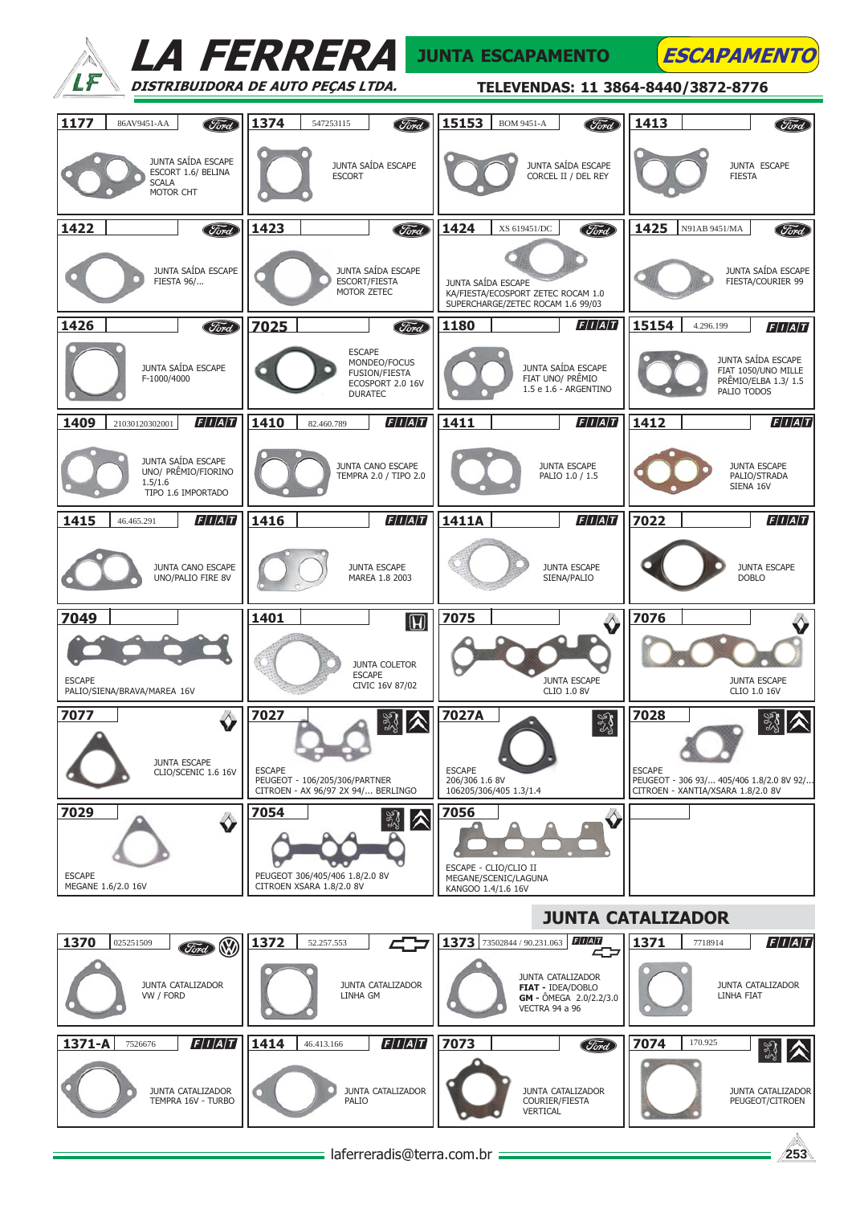# LA FERRERA

**DISTRIBUIDORA DE AUTO PEÇAS LTDA.**

**JUNTA ESCAPAMENTO** — *ESCAPAMENTO*

**TELEVENDAS: 11 3864-8440/3872-8776**

| Código | Ref. | Marca | Descrição |
|---|---|---|---|
| 1177 | 86AV9451-AA | Ford | JUNTA SAÍDA ESCAPE ESCORT 1.6/ BELINA SCALA MOTOR CHT |
| 1374 | 547253115 | Ford | JUNTA SAÍDA ESCAPE ESCORT |
| 15153 | BOM 9451-A | Ford | JUNTA SAÍDA ESCAPE CORCEL II / DEL REY |
| 1413 | | Ford | JUNTA ESCAPE FIESTA |
| 1422 | | Ford | JUNTA SAÍDA ESCAPE FIESTA 96/... |
| 1423 | | Ford | JUNTA SAÍDA ESCAPE ESCORT/FIESTA MOTOR ZETEC |
| 1424 | XS 619451/DC | Ford | JUNTA SAÍDA ESCAPE KA/FIESTA/ECOSPORT ZETEC ROCAM 1.0 SUPERCHARGE/ZETEC ROCAM 1.6 99/03 |
| 1425 | N91AB 9451/MA | Ford | JUNTA SAÍDA ESCAPE FIESTA/COURIER 99 |
| 1426 | | Ford | JUNTA SAÍDA ESCAPE F-1000/4000 |
| 7025 | | Ford | ESCAPE MONDEO/FOCUS FUSION/FIESTA ECOSPORT 2.0 16V DURATEC |
| 1180 | | FIAT | JUNTA SAÍDA ESCAPE FIAT UNO/ PRÊMIO 1.5 e 1.6 - ARGENTINO |
| 15154 | 4.296.199 | FIAT | JUNTA SAÍDA ESCAPE FIAT 1050/UNO MILLE PRÊMIO/ELBA 1.3/ 1.5 PALIO TODOS |
| 1409 | 21030120302001 | FIAT | JUNTA SAÍDA ESCAPE UNO/ PRÊMIO/FIORINO 1.5/1.6 TIPO 1.6 IMPORTADO |
| 1410 | 82.460.789 | FIAT | JUNTA CANO ESCAPE TEMPRA 2.0 / TIPO 2.0 |
| 1411 | | FIAT | JUNTA ESCAPE PALIO 1.0 / 1.5 |
| 1412 | | FIAT | JUNTA ESCAPE PALIO/STRADA SIENA 16V |
| 1415 | 46.465.291 | FIAT | JUNTA CANO ESCAPE UNO/PALIO FIRE 8V |
| 1416 | | FIAT | JUNTA ESCAPE MAREA 1.8 2003 |
| 1411A | | FIAT | JUNTA ESCAPE SIENA/PALIO |
| 7022 | | FIAT | JUNTA ESCAPE DOBLO |
| 7049 | | | ESCAPE PALIO/SIENA/BRAVA/MAREA 16V |
| 1401 | | Honda | JUNTA COLETOR ESCAPE CIVIC 16V 87/02 |
| 7075 | | Renault | JUNTA ESCAPE CLIO 1.0 8V |
| 7076 | | Renault | JUNTA ESCAPE CLIO 1.0 16V |
| 7077 | | Renault | JUNTA ESCAPE CLIO/SCENIC 1.6 16V |
| 7027 | | Peugeot / Citroën | ESCAPE PEUGEOT - 106/205/306/PARTNER CITROEN - AX 96/97 2X 94/... BERLINGO |
| 7027A | | Peugeot | ESCAPE 206/306 1.6 8V 106205/306/405 1.3/1.4 |
| 7028 | | Peugeot / Citroën | ESCAPE PEUGEOT - 306 93/... 405/406 1.8/2.0 8V 92/... CITROEN - XANTIA/XSARA 1.8/2.0 8V |
| 7029 | | Renault | ESCAPE MEGANE 1.6/2.0 16V |
| 7054 | | Peugeot / Citroën | PEUGEOT 306/405/406 1.8/2.0 8V CITROEN XSARA 1.8/2.0 8V |
| 7056 | | Renault | ESCAPE - CLIO/CLIO II MEGANE/SCENIC/LAGUNA KANGOO 1.4/1.6 16V |

## JUNTA CATALIZADOR

| Código | Ref. | Marca | Descrição |
|---|---|---|---|
| 1370 | 025251509 | Ford / VW | JUNTA CATALIZADOR VW / FORD |
| 1372 | 52.257.553 | GM | JUNTA CATALIZADOR LINHA GM |
| 1373 | 73502844 / 90.231.063 | FIAT / GM | JUNTA CATALIZADOR **FIAT -** IDEA/DOBLO **GM -** ÔMEGA 2.0/2.2/3.0 VECTRA 94 a 96 |
| 1371 | 7718914 | FIAT | JUNTA CATALIZADOR LINHA FIAT |
| 1371-A | 7526676 | FIAT | JUNTA CATALIZADOR TEMPRA 16V - TURBO |
| 1414 | 46.413.166 | FIAT | JUNTA CATALIZADOR PALIO |
| 7073 | | Ford | JUNTA CATALIZADOR COURIER/FIESTA VERTICAL |
| 7074 | 170.925 | Peugeot / Citroën | JUNTA CATALIZADOR PEUGEOT/CITROEN |

laferreradis@terra.com.br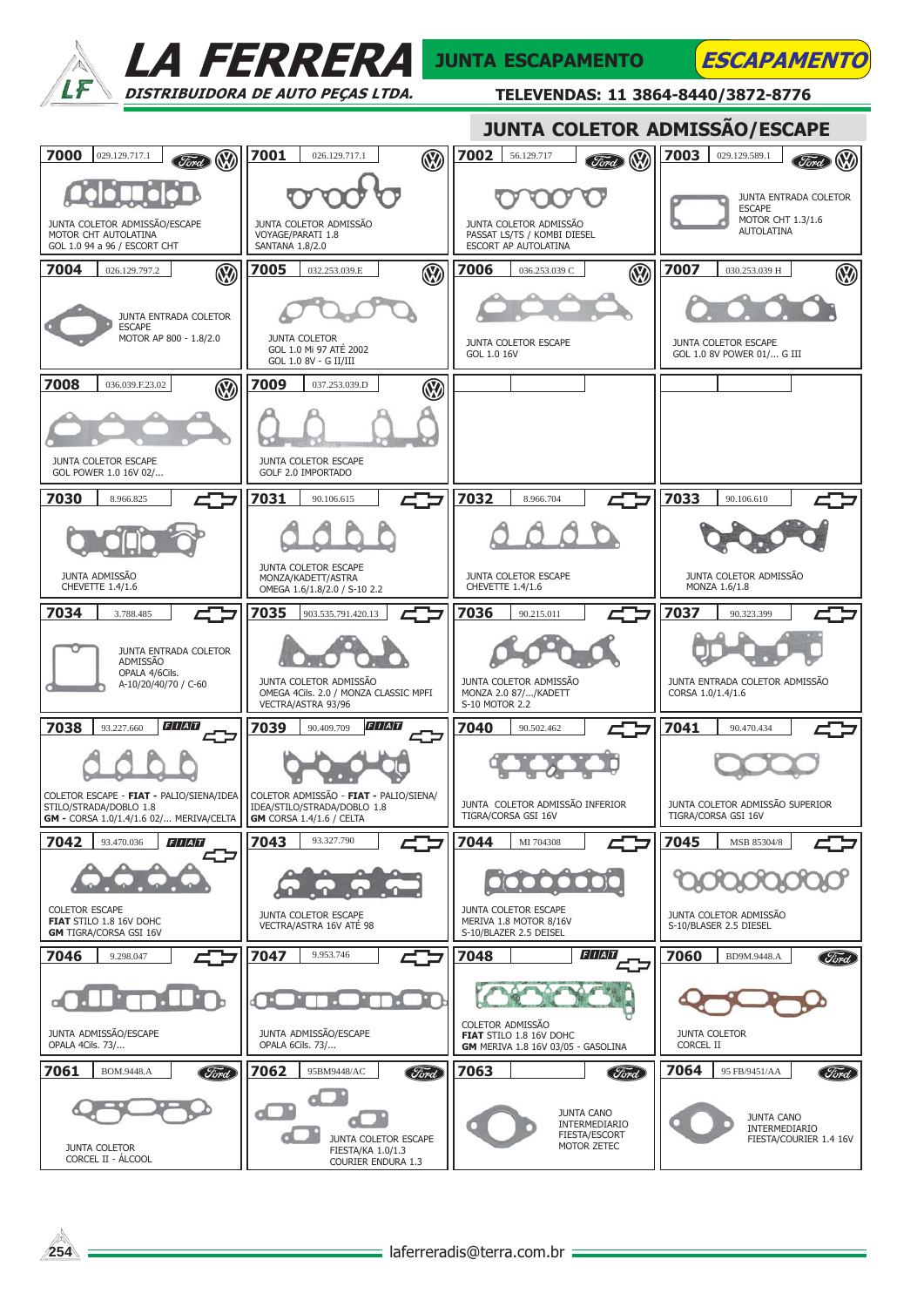# LA FERRERA
### DISTRIBUIDORA DE AUTO PEÇAS LTDA.

**JUNTA ESCAPAMENTO** — *ESCAPAMENTO*

**TELEVENDAS: 11 3864-8440/3872-8776**

## JUNTA COLETOR ADMISSÃO/ESCAPE

| Código | Referência | Marca | Descrição |
|---|---|---|---|
| 7000 | 029.129.717.1 | Ford / VW | JUNTA COLETOR ADMISSÃO/ESCAPE MOTOR CHT AUTOLATINA GOL 1.0 94 a 96 / ESCORT CHT |
| 7001 | 026.129.717.1 | VW | JUNTA COLETOR ADMISSÃO VOYAGE/PARATI 1.8 SANTANA 1.8/2.0 |
| 7002 | 56.129.717 | Ford / VW | JUNTA COLETOR ADMISSÃO PASSAT LS/TS / KOMBI DIESEL ESCORT AP AUTOLATINA |
| 7003 | 029.129.589.1 | Ford / VW | JUNTA ENTRADA COLETOR ESCAPE MOTOR CHT 1.3/1.6 AUTOLATINA |
| 7004 | 026.129.797.2 | VW | JUNTA ENTRADA COLETOR ESCAPE MOTOR AP 800 - 1.8/2.0 |
| 7005 | 032.253.039.E | VW | JUNTA COLETOR GOL 1.0 Mi 97 ATÉ 2002 GOL 1.0 8V - G II/III |
| 7006 | 036.253.039 C | VW | JUNTA COLETOR ESCAPE GOL 1.0 16V |
| 7007 | 030.253.039 H | VW | JUNTA COLETOR ESCAPE GOL 1.0 8V POWER 01/... G III |
| 7008 | 036.039.F.23.02 | VW | JUNTA COLETOR ESCAPE GOL POWER 1.0 16V 02/... |
| 7009 | 037.253.039.D | VW | JUNTA COLETOR ESCAPE GOLF 2.0 IMPORTADO |
| 7030 | 8.966.825 | GM | JUNTA ADMISSÃO CHEVETTE 1.4/1.6 |
| 7031 | 90.106.615 | GM | JUNTA COLETOR ESCAPE MONZA/KADETT/ASTRA OMEGA 1.6/1.8/2.0 / S-10 2.2 |
| 7032 | 8.966.704 | GM | JUNTA COLETOR ESCAPE CHEVETTE 1.4/1.6 |
| 7033 | 90.106.610 | GM | JUNTA COLETOR ADMISSÃO MONZA 1.6/1.8 |
| 7034 | 3.788.485 | GM | JUNTA ENTRADA COLETOR ADMISSÃO OPALA 4/6Cils. A-10/20/40/70 / C-60 |
| 7035 | 903.535.791.420.13 | GM | JUNTA COLETOR ADMISSÃO OMEGA 4Cils. 2.0 / MONZA CLASSIC MPFI VECTRA/ASTRA 93/96 |
| 7036 | 90.215.011 | GM | JUNTA COLETOR ADMISSÃO MONZA 2.0 87/.../KADETT S-10 MOTOR 2.2 |
| 7037 | 90.323.399 | GM | JUNTA ENTRADA COLETOR ADMISSÃO CORSA 1.0/1.4/1.6 |
| 7038 | 93.227.660 | FIAT / GM | COLETOR ESCAPE - **FIAT** - PALIO/SIENA/IDEA STILO/STRADA/DOBLO 1.8 **GM** - CORSA 1.0/1.4/1.6 02/... MERIVA/CELTA |
| 7039 | 90.409.709 | FIAT / GM | COLETOR ADMISSÃO - **FIAT** - PALIO/SIENA/ IDEA/STILO/STRADA/DOBLO 1.8 **GM** CORSA 1.4/1.6 / CELTA |
| 7040 | 90.502.462 | GM | JUNTA COLETOR ADMISSÃO INFERIOR TIGRA/CORSA GSI 16V |
| 7041 | 90.470.434 | GM | JUNTA COLETOR ADMISSÃO SUPERIOR TIGRA/CORSA GSI 16V |
| 7042 | 93.470.036 | FIAT / GM | COLETOR ESCAPE **FIAT** STILO 1.8 16V DOHC **GM** TIGRA/CORSA GSI 16V |
| 7043 | 93.327.790 | GM | JUNTA COLETOR ESCAPE VECTRA/ASTRA 16V ATÉ 98 |
| 7044 | MI 704308 | GM | JUNTA COLETOR ESCAPE MERIVA 1.8 MOTOR 8/16V S-10/BLAZER 2.5 DEISEL |
| 7045 | MSB 85304/8 | GM | JUNTA COLETOR ADMISSÃO S-10/BLASER 2.5 DIESEL |
| 7046 | 9.298.047 | GM | JUNTA ADMISSÃO/ESCAPE OPALA 4Cils. 73/... |
| 7047 | 9.953.746 | GM | JUNTA ADMISSÃO/ESCAPE OPALA 6Cils. 73/... |
| 7048 | | FIAT / GM | COLETOR ADMISSÃO **FIAT** STILO 1.8 16V DOHC **GM** MERIVA 1.8 16V 03/05 - GASOLINA |
| 7060 | BD9M.9448.A | Ford | JUNTA COLETOR CORCEL II |
| 7061 | BOM.9448.A | Ford | JUNTA COLETOR CORCEL II - ÁLCOOL |
| 7062 | 95BM9448/AC | Ford | JUNTA COLETOR ESCAPE FIESTA/KA 1.0/1.3 COURIER ENDURA 1.3 |
| 7063 | | Ford | JUNTA CANO INTERMEDIARIO FIESTA/ESCORT MOTOR ZETEC |
| 7064 | 95 FB/9451/AA | Ford | JUNTA CANO INTERMEDIARIO FIESTA/COURIER 1.4 16V |

laferreradis@terra.com.br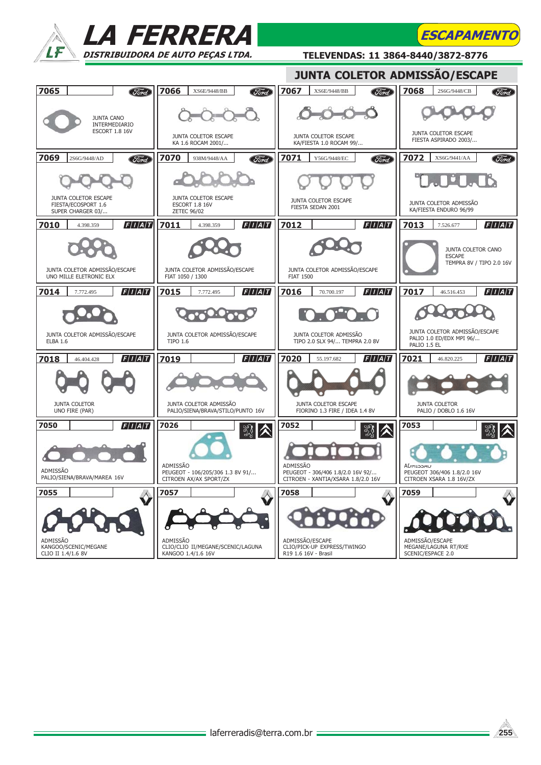# LA FERRERA

**DISTRIBUIDORA DE AUTO PEÇAS LTDA.**

**ESCAPAMENTO**

**TELEVENDAS: 11 3864-8440/3872-8776**

## JUNTA COLETOR ADMISSÃO/ESCAPE

| Código | Referência | Marca | Descrição |
|---|---|---|---|
| 7065 | | Ford | JUNTA CANO INTERMEDIARIO ESCORT 1.8 16V |
| 7066 | XS6E/9448/BB | Ford | JUNTA COLETOR ESCAPE KA 1.6 ROCAM 2001/... |
| 7067 | XS6E/9448/BB | Ford | JUNTA COLETOR ESCAPE KA/FIESTA 1.0 ROCAM 99/... |
| 7068 | 2S6G/9448/CB | Ford | JUNTA COLETOR ESCAPE FIESTA ASPIRADO 2003/... |
| 7069 | 2S6G/9448/AD | Ford | JUNTA COLETOR ESCAPE FIESTA/ECOSPORT 1.6 SUPER CHARGER 03/... |
| 7070 | 938M/9448/AA | Ford | JUNTA COLETOR ESCAPE ESCORT 1.8 16V ZETEC 96/02 |
| 7071 | Y56G/9448/EC | Ford | JUNTA COLETOR ESCAPE FIESTA SEDAN 2001 |
| 7072 | XS6G/9441/AA | Ford | JUNTA COLETOR ADMISSÃO KA/FIESTA ENDURO 96/99 |
| 7010 | 4.398.359 | FIAT | JUNTA COLETOR ADMISSÃO/ESCAPE UNO MILLE ELETRONIC ELX |
| 7011 | 4.398.359 | FIAT | JUNTA COLETOR ADMISSÃO/ESCAPE FIAT 1050 / 1300 |
| 7012 | | FIAT | JUNTA COLETOR ADMISSÃO/ESCAPE FIAT 1500 |
| 7013 | 7.526.677 | FIAT | JUNTA COLETOR CANO ESCAPE TEMPRA 8V / TIPO 2.0 16V |
| 7014 | 7.772.495 | FIAT | JUNTA COLETOR ADMISSÃO/ESCAPE ELBA 1.6 |
| 7015 | 7.772.495 | FIAT | JUNTA COLETOR ADMISSÃO/ESCAPE TIPO 1.6 |
| 7016 | 70.700.197 | FIAT | JUNTA COLETOR ADMISSÃO TIPO 2.0 SLX 94/... TEMPRA 2.0 8V |
| 7017 | 46.516.453 | FIAT | JUNTA COLETOR ADMISSÃO/ESCAPE PALIO 1.0 ED/EDX MPI 96/... PALIO 1.5 EL |
| 7018 | 46.404.428 | FIAT | JUNTA COLETOR UNO FIRE (PAR) |
| 7019 | | FIAT | JUNTA COLETOR ADMISSÃO PALIO/SIENA/BRAVA/STILO/PUNTO 16V |
| 7020 | 55.197.682 | FIAT | JUNTA COLETOR ESCAPE FIORINO 1.3 FIRE / IDEA 1.4 8V |
| 7021 | 46.820.225 | FIAT | JUNTA COLETOR PALIO / DOBLO 1.6 16V |
| 7050 | | FIAT | ADMISSÃO PALIO/SIENA/BRAVA/MAREA 16V |
| 7026 | | Peugeot / Citroën | ADMISSÃO PEUGEOT - 106/205/306 1.3 8V 91/... CITROEN AX/AX SPORT/ZX |
| 7052 | | Peugeot / Citroën | ADMISSÃO PEUGEOT - 306/406 1.8/2.0 16V 92/... CITROEN - XANTIA/XSARA 1.8/2.0 16V |
| 7053 | | Peugeot / Citroën | ADMISSÃO PEUGEOT 306/406 1.8/2.0 16V CITROEN XSARA 1.8 16V/ZX |
| 7055 | | Renault | ADMISSÃO KANGOO/SCENIC/MEGANE CLIO II 1.4/1.6 8V |
| 7057 | | Renault | ADMISSÃO CLIO/CLIO II/MEGANE/SCENIC/LAGUNA KANGOO 1.4/1.6 16V |
| 7058 | | Renault | ADMISSÃO/ESCAPE CLIO/PICK-UP EXPRESS/TWINGO R19 1.6 16V - Brasil |
| 7059 | | Renault | ADMISSÃO/ESCAPE MEGANE/LAGUNA RT/RXE SCENIC/ESPACE 2.0 |

laferreradis@terra.com.br